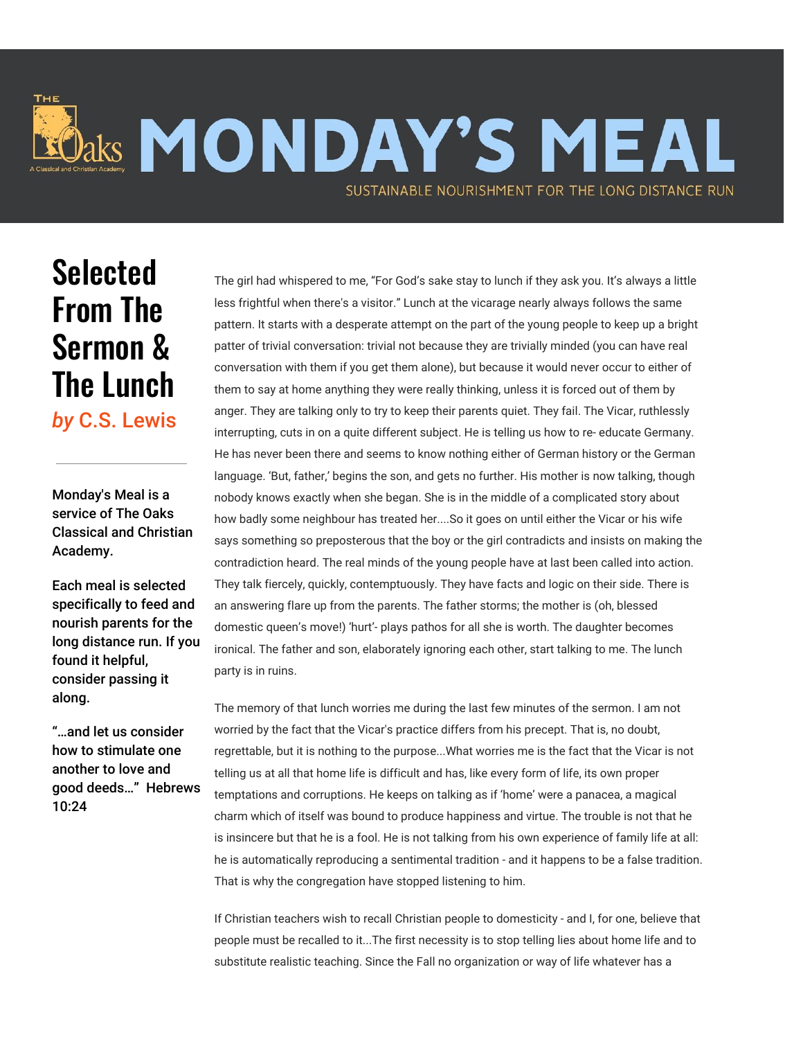# MONDAY'S MEAL

SUSTAINABLE NOURISHMENT FOR THE LONG DISTANCE RUN

## Selected From The Sermon & The Lunch

***by* C.S. Lewis**

**Monday's Meal is a service of The Oaks Classical and Christian Academy.**

**Each meal is selected specifically to feed and nourish parents for the long distance run. If you found it helpful, consider passing it along.**

**"…and let us consider how to stimulate one another to love and good deeds…" Hebrews 10:24**

The girl had whispered to me, "For God's sake stay to lunch if they ask you. It's always a little less frightful when there's a visitor." Lunch at the vicarage nearly always follows the same pattern. It starts with a desperate attempt on the part of the young people to keep up a bright patter of trivial conversation: trivial not because they are trivially minded (you can have real conversation with them if you get them alone), but because it would never occur to either of them to say at home anything they were really thinking, unless it is forced out of them by anger. They are talking only to try to keep their parents quiet. They fail. The Vicar, ruthlessly interrupting, cuts in on a quite different subject. He is telling us how to re- educate Germany. He has never been there and seems to know nothing either of German history or the German language. 'But, father,' begins the son, and gets no further. His mother is now talking, though nobody knows exactly when she began. She is in the middle of a complicated story about how badly some neighbour has treated her....So it goes on until either the Vicar or his wife says something so preposterous that the boy or the girl contradicts and insists on making the contradiction heard. The real minds of the young people have at last been called into action. They talk fiercely, quickly, contemptuously. They have facts and logic on their side. There is an answering flare up from the parents. The father storms; the mother is (oh, blessed domestic queen's move!) 'hurt'- plays pathos for all she is worth. The daughter becomes ironical. The father and son, elaborately ignoring each other, start talking to me. The lunch party is in ruins.

The memory of that lunch worries me during the last few minutes of the sermon. I am not worried by the fact that the Vicar's practice differs from his precept. That is, no doubt, regrettable, but it is nothing to the purpose...What worries me is the fact that the Vicar is not telling us at all that home life is difficult and has, like every form of life, its own proper temptations and corruptions. He keeps on talking as if 'home' were a panacea, a magical charm which of itself was bound to produce happiness and virtue. The trouble is not that he is insincere but that he is a fool. He is not talking from his own experience of family life at all: he is automatically reproducing a sentimental tradition - and it happens to be a false tradition. That is why the congregation have stopped listening to him.

If Christian teachers wish to recall Christian people to domesticity - and I, for one, believe that people must be recalled to it...The first necessity is to stop telling lies about home life and to substitute realistic teaching. Since the Fall no organization or way of life whatever has a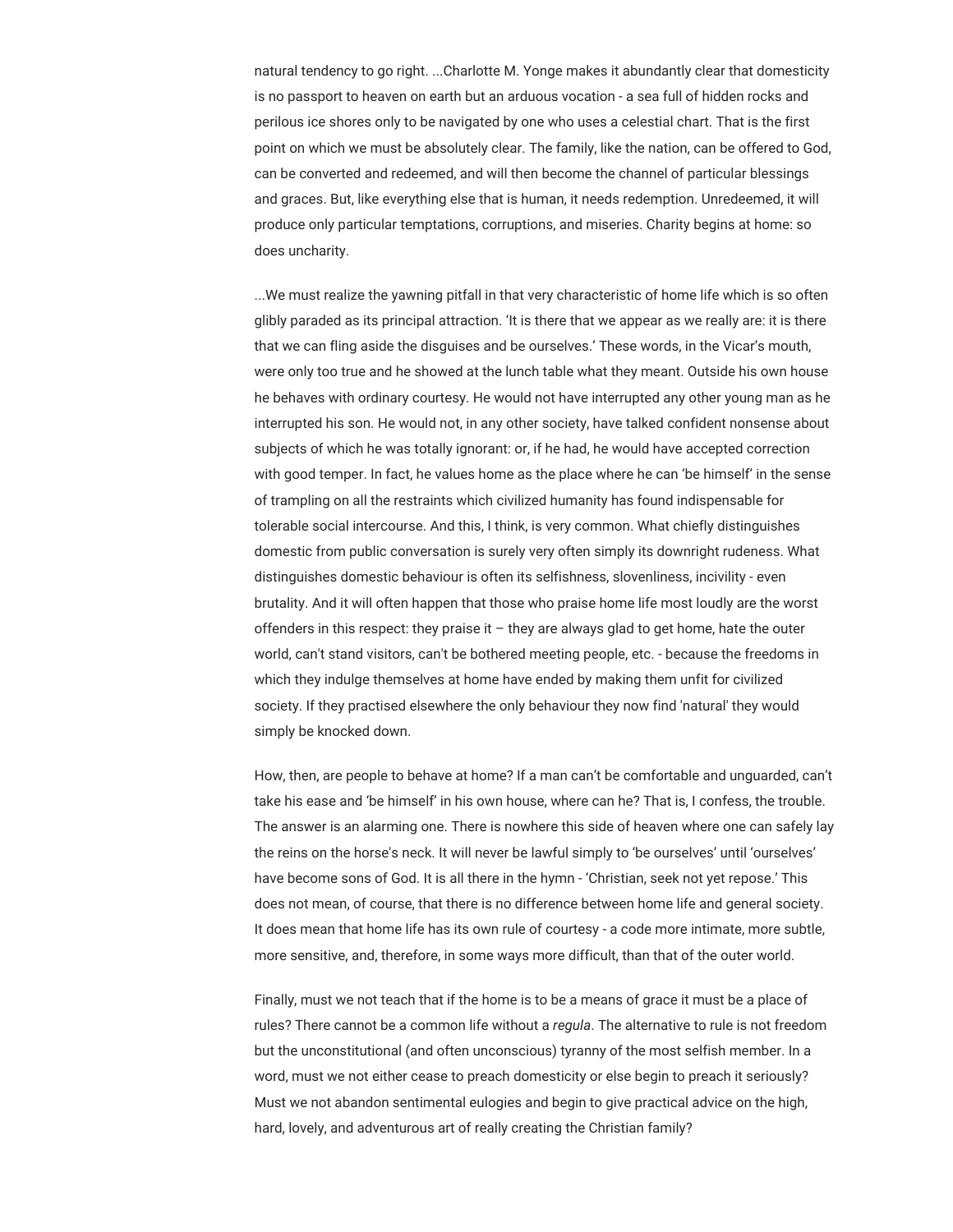natural tendency to go right. ...Charlotte M. Yonge makes it abundantly clear that domesticity is no passport to heaven on earth but an arduous vocation - a sea full of hidden rocks and perilous ice shores only to be navigated by one who uses a celestial chart. That is the first point on which we must be absolutely clear. The family, like the nation, can be offered to God, can be converted and redeemed, and will then become the channel of particular blessings and graces. But, like everything else that is human, it needs redemption. Unredeemed, it will produce only particular temptations, corruptions, and miseries. Charity begins at home: so does uncharity.

...We must realize the yawning pitfall in that very characteristic of home life which is so often glibly paraded as its principal attraction. 'It is there that we appear as we really are: it is there that we can fling aside the disguises and be ourselves.' These words, in the Vicar's mouth, were only too true and he showed at the lunch table what they meant. Outside his own house he behaves with ordinary courtesy. He would not have interrupted any other young man as he interrupted his son. He would not, in any other society, have talked confident nonsense about subjects of which he was totally ignorant: or, if he had, he would have accepted correction with good temper. In fact, he values home as the place where he can 'be himself' in the sense of trampling on all the restraints which civilized humanity has found indispensable for tolerable social intercourse. And this, I think, is very common. What chiefly distinguishes domestic from public conversation is surely very often simply its downright rudeness. What distinguishes domestic behaviour is often its selfishness, slovenliness, incivility - even brutality. And it will often happen that those who praise home life most loudly are the worst offenders in this respect: they praise it – they are always glad to get home, hate the outer world, can't stand visitors, can't be bothered meeting people, etc. - because the freedoms in which they indulge themselves at home have ended by making them unfit for civilized society. If they practised elsewhere the only behaviour they now find 'natural' they would simply be knocked down.

How, then, are people to behave at home? If a man can't be comfortable and unguarded, can't take his ease and 'be himself' in his own house, where can he? That is, I confess, the trouble. The answer is an alarming one. There is nowhere this side of heaven where one can safely lay the reins on the horse's neck. It will never be lawful simply to 'be ourselves' until 'ourselves' have become sons of God. It is all there in the hymn - 'Christian, seek not yet repose.' This does not mean, of course, that there is no difference between home life and general society. It does mean that home life has its own rule of courtesy - a code more intimate, more subtle, more sensitive, and, therefore, in some ways more difficult, than that of the outer world.

Finally, must we not teach that if the home is to be a means of grace it must be a place of rules? There cannot be a common life without a *regula*. The alternative to rule is not freedom but the unconstitutional (and often unconscious) tyranny of the most selfish member. In a word, must we not either cease to preach domesticity or else begin to preach it seriously? Must we not abandon sentimental eulogies and begin to give practical advice on the high, hard, lovely, and adventurous art of really creating the Christian family?